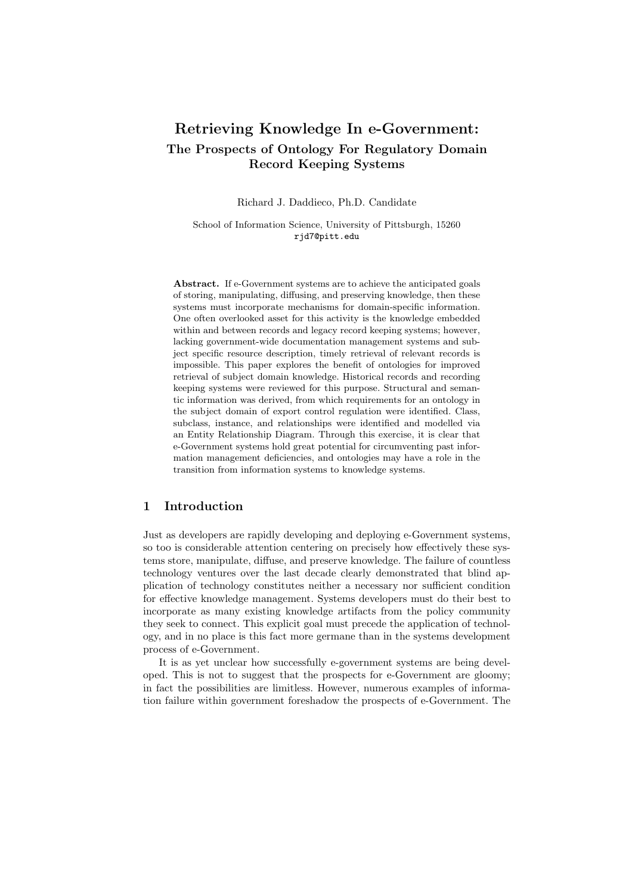# Retrieving Knowledge In e-Government:

## The Prospects of Ontology For Regulatory Domain Record Keeping Systems

Richard J. Daddieco, Ph.D. Candidate

School of Information Science, University of Pittsburgh, 15260
rjd7@pitt.edu

**Abstract.** If e-Government systems are to achieve the anticipated goals of storing, manipulating, diffusing, and preserving knowledge, then these systems must incorporate mechanisms for domain-specific information. One often overlooked asset for this activity is the knowledge embedded within and between records and legacy record keeping systems; however, lacking government-wide documentation management systems and subject specific resource description, timely retrieval of relevant records is impossible. This paper explores the benefit of ontologies for improved retrieval of subject domain knowledge. Historical records and recording keeping systems were reviewed for this purpose. Structural and semantic information was derived, from which requirements for an ontology in the subject domain of export control regulation were identified. Class, subclass, instance, and relationships were identified and modelled via an Entity Relationship Diagram. Through this exercise, it is clear that e-Government systems hold great potential for circumventing past information management deficiencies, and ontologies may have a role in the transition from information systems to knowledge systems.

## 1 Introduction

Just as developers are rapidly developing and deploying e-Government systems, so too is considerable attention centering on precisely how effectively these systems store, manipulate, diffuse, and preserve knowledge. The failure of countless technology ventures over the last decade clearly demonstrated that blind application of technology constitutes neither a necessary nor sufficient condition for effective knowledge management. Systems developers must do their best to incorporate as many existing knowledge artifacts from the policy community they seek to connect. This explicit goal must precede the application of technology, and in no place is this fact more germane than in the systems development process of e-Government.

It is as yet unclear how successfully e-government systems are being developed. This is not to suggest that the prospects for e-Government are gloomy; in fact the possibilities are limitless. However, numerous examples of information failure within government foreshadow the prospects of e-Government. The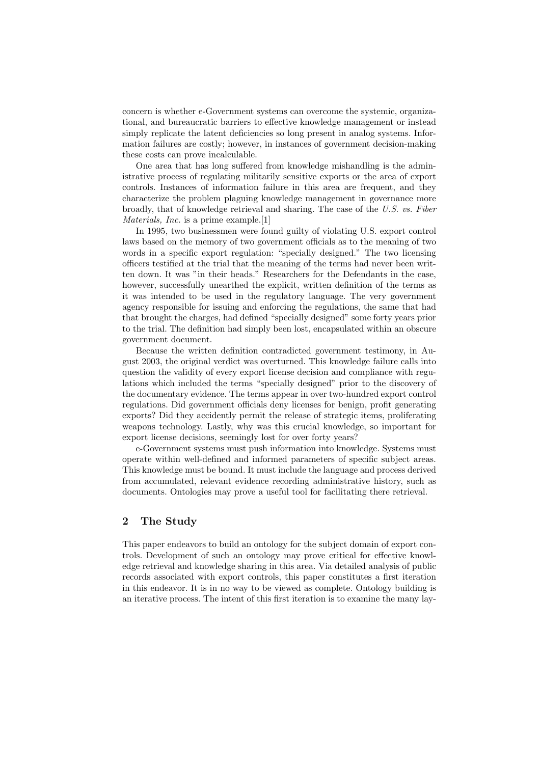concern is whether e-Government systems can overcome the systemic, organizational, and bureaucratic barriers to effective knowledge management or instead simply replicate the latent deficiencies so long present in analog systems. Information failures are costly; however, in instances of government decision-making these costs can prove incalculable.

One area that has long suffered from knowledge mishandling is the administrative process of regulating militarily sensitive exports or the area of export controls. Instances of information failure in this area are frequent, and they characterize the problem plaguing knowledge management in governance more broadly, that of knowledge retrieval and sharing. The case of the *U.S. vs. Fiber Materials, Inc.* is a prime example.[1]

In 1995, two businessmen were found guilty of violating U.S. export control laws based on the memory of two government officials as to the meaning of two words in a specific export regulation: "specially designed." The two licensing officers testified at the trial that the meaning of the terms had never been written down. It was "in their heads." Researchers for the Defendants in the case, however, successfully unearthed the explicit, written definition of the terms as it was intended to be used in the regulatory language. The very government agency responsible for issuing and enforcing the regulations, the same that had that brought the charges, had defined "specially designed" some forty years prior to the trial. The definition had simply been lost, encapsulated within an obscure government document.

Because the written definition contradicted government testimony, in August 2003, the original verdict was overturned. This knowledge failure calls into question the validity of every export license decision and compliance with regulations which included the terms "specially designed" prior to the discovery of the documentary evidence. The terms appear in over two-hundred export control regulations. Did government officials deny licenses for benign, profit generating exports? Did they accidently permit the release of strategic items, proliferating weapons technology. Lastly, why was this crucial knowledge, so important for export license decisions, seemingly lost for over forty years?

e-Government systems must push information into knowledge. Systems must operate within well-defined and informed parameters of specific subject areas. This knowledge must be bound. It must include the language and process derived from accumulated, relevant evidence recording administrative history, such as documents. Ontologies may prove a useful tool for facilitating there retrieval.

## 2 The Study

This paper endeavors to build an ontology for the subject domain of export controls. Development of such an ontology may prove critical for effective knowledge retrieval and knowledge sharing in this area. Via detailed analysis of public records associated with export controls, this paper constitutes a first iteration in this endeavor. It is in no way to be viewed as complete. Ontology building is an iterative process. The intent of this first iteration is to examine the many lay-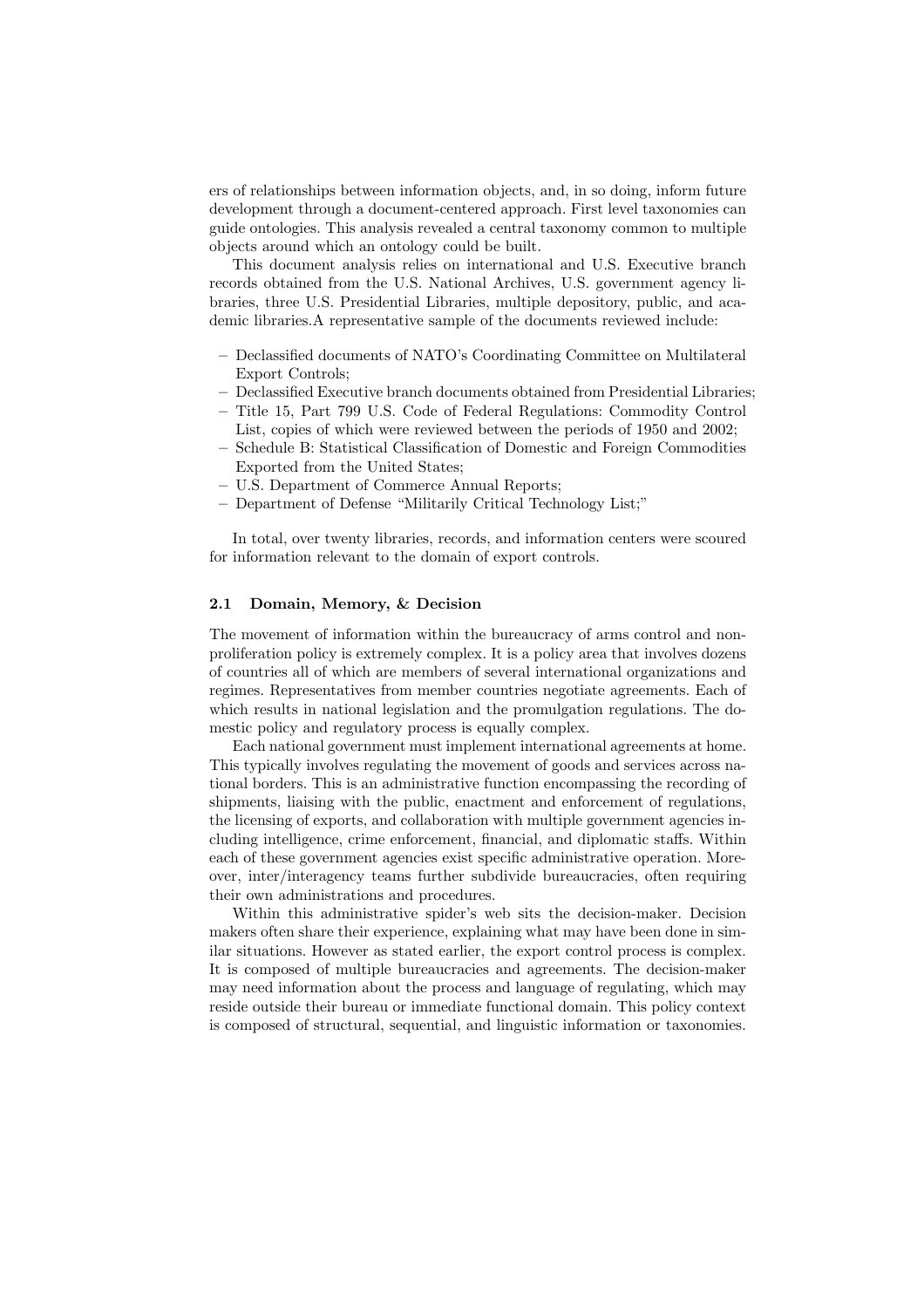ers of relationships between information objects, and, in so doing, inform future development through a document-centered approach. First level taxonomies can guide ontologies. This analysis revealed a central taxonomy common to multiple objects around which an ontology could be built.

This document analysis relies on international and U.S. Executive branch records obtained from the U.S. National Archives, U.S. government agency libraries, three U.S. Presidential Libraries, multiple depository, public, and academic libraries.A representative sample of the documents reviewed include:

- Declassified documents of NATO's Coordinating Committee on Multilateral Export Controls;
- Declassified Executive branch documents obtained from Presidential Libraries;
- Title 15, Part 799 U.S. Code of Federal Regulations: Commodity Control List, copies of which were reviewed between the periods of 1950 and 2002;
- Schedule B: Statistical Classification of Domestic and Foreign Commodities Exported from the United States;
- U.S. Department of Commerce Annual Reports;
- Department of Defense "Militarily Critical Technology List;"

In total, over twenty libraries, records, and information centers were scoured for information relevant to the domain of export controls.

### 2.1 Domain, Memory, & Decision

The movement of information within the bureaucracy of arms control and non-proliferation policy is extremely complex. It is a policy area that involves dozens of countries all of which are members of several international organizations and regimes. Representatives from member countries negotiate agreements. Each of which results in national legislation and the promulgation regulations. The domestic policy and regulatory process is equally complex.

Each national government must implement international agreements at home. This typically involves regulating the movement of goods and services across national borders. This is an administrative function encompassing the recording of shipments, liaising with the public, enactment and enforcement of regulations, the licensing of exports, and collaboration with multiple government agencies including intelligence, crime enforcement, financial, and diplomatic staffs. Within each of these government agencies exist specific administrative operation. Moreover, inter/interagency teams further subdivide bureaucracies, often requiring their own administrations and procedures.

Within this administrative spider's web sits the decision-maker. Decision makers often share their experience, explaining what may have been done in similar situations. However as stated earlier, the export control process is complex. It is composed of multiple bureaucracies and agreements. The decision-maker may need information about the process and language of regulating, which may reside outside their bureau or immediate functional domain. This policy context is composed of structural, sequential, and linguistic information or taxonomies.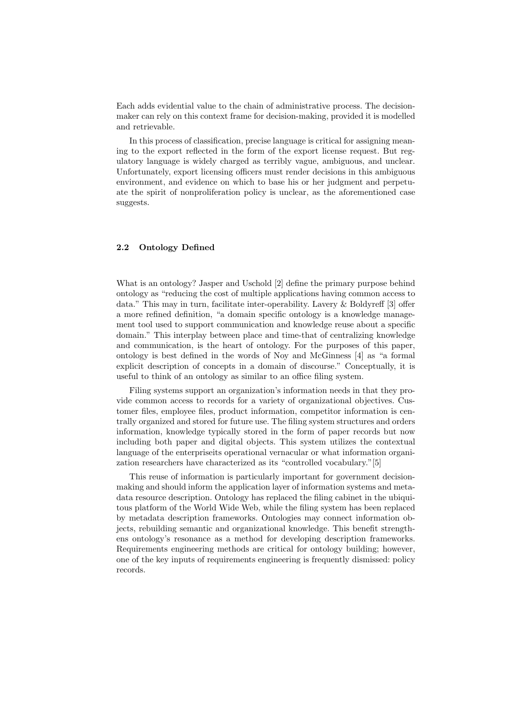Each adds evidential value to the chain of administrative process. The decision-maker can rely on this context frame for decision-making, provided it is modelled and retrievable.

In this process of classification, precise language is critical for assigning meaning to the export reflected in the form of the export license request. But regulatory language is widely charged as terribly vague, ambiguous, and unclear. Unfortunately, export licensing officers must render decisions in this ambiguous environment, and evidence on which to base his or her judgment and perpetuate the spirit of nonproliferation policy is unclear, as the aforementioned case suggests.

### 2.2 Ontology Defined

What is an ontology? Jasper and Uschold [2] define the primary purpose behind ontology as "reducing the cost of multiple applications having common access to data." This may in turn, facilitate inter-operability. Lavery & Boldyreff [3] offer a more refined definition, "a domain specific ontology is a knowledge management tool used to support communication and knowledge reuse about a specific domain." This interplay between place and time-that of centralizing knowledge and communication, is the heart of ontology. For the purposes of this paper, ontology is best defined in the words of Noy and McGinness [4] as "a formal explicit description of concepts in a domain of discourse." Conceptually, it is useful to think of an ontology as similar to an office filing system.

Filing systems support an organization's information needs in that they provide common access to records for a variety of organizational objectives. Customer files, employee files, product information, competitor information is centrally organized and stored for future use. The filing system structures and orders information, knowledge typically stored in the form of paper records but now including both paper and digital objects. This system utilizes the contextual language of the enterpriseits operational vernacular or what information organization researchers have characterized as its "controlled vocabulary."[5]

This reuse of information is particularly important for government decision-making and should inform the application layer of information systems and metadata resource description. Ontology has replaced the filing cabinet in the ubiquitous platform of the World Wide Web, while the filing system has been replaced by metadata description frameworks. Ontologies may connect information objects, rebuilding semantic and organizational knowledge. This benefit strengthens ontology's resonance as a method for developing description frameworks. Requirements engineering methods are critical for ontology building; however, one of the key inputs of requirements engineering is frequently dismissed: policy records.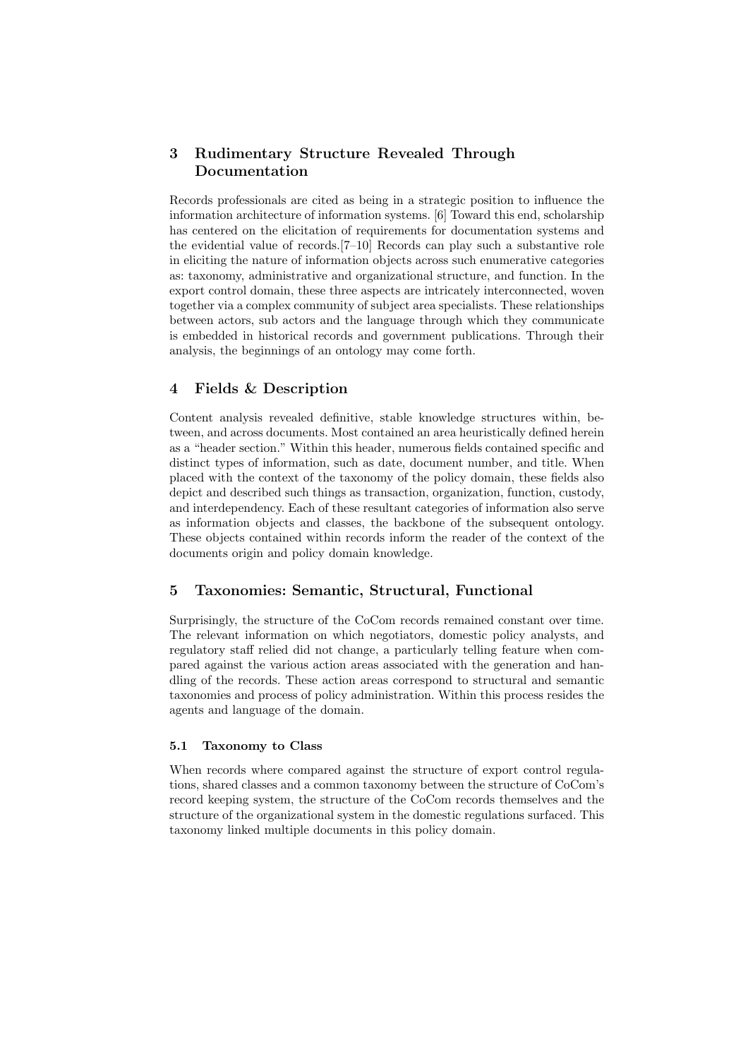## 3 Rudimentary Structure Revealed Through Documentation

Records professionals are cited as being in a strategic position to influence the information architecture of information systems. [6] Toward this end, scholarship has centered on the elicitation of requirements for documentation systems and the evidential value of records.[7–10] Records can play such a substantive role in eliciting the nature of information objects across such enumerative categories as: taxonomy, administrative and organizational structure, and function. In the export control domain, these three aspects are intricately interconnected, woven together via a complex community of subject area specialists. These relationships between actors, sub actors and the language through which they communicate is embedded in historical records and government publications. Through their analysis, the beginnings of an ontology may come forth.

## 4 Fields & Description

Content analysis revealed definitive, stable knowledge structures within, between, and across documents. Most contained an area heuristically defined herein as a "header section." Within this header, numerous fields contained specific and distinct types of information, such as date, document number, and title. When placed with the context of the taxonomy of the policy domain, these fields also depict and described such things as transaction, organization, function, custody, and interdependency. Each of these resultant categories of information also serve as information objects and classes, the backbone of the subsequent ontology. These objects contained within records inform the reader of the context of the documents origin and policy domain knowledge.

## 5 Taxonomies: Semantic, Structural, Functional

Surprisingly, the structure of the CoCom records remained constant over time. The relevant information on which negotiators, domestic policy analysts, and regulatory staff relied did not change, a particularly telling feature when compared against the various action areas associated with the generation and handling of the records. These action areas correspond to structural and semantic taxonomies and process of policy administration. Within this process resides the agents and language of the domain.

### 5.1 Taxonomy to Class

When records where compared against the structure of export control regulations, shared classes and a common taxonomy between the structure of CoCom's record keeping system, the structure of the CoCom records themselves and the structure of the organizational system in the domestic regulations surfaced. This taxonomy linked multiple documents in this policy domain.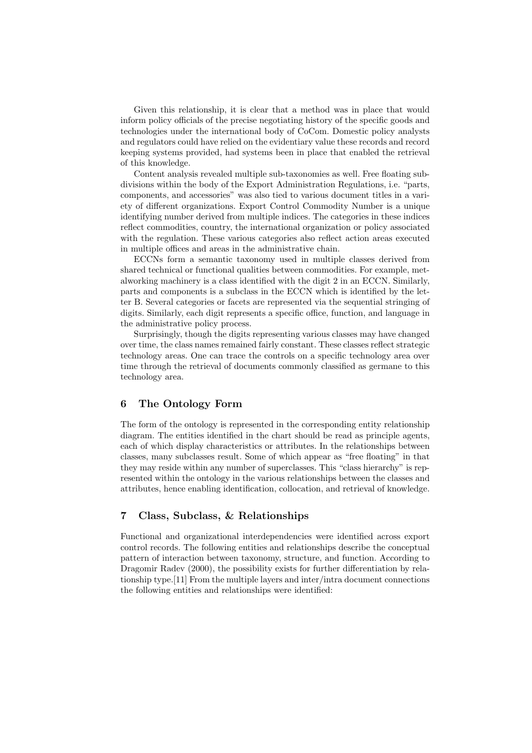Given this relationship, it is clear that a method was in place that would inform policy officials of the precise negotiating history of the specific goods and technologies under the international body of CoCom. Domestic policy analysts and regulators could have relied on the evidentiary value these records and record keeping systems provided, had systems been in place that enabled the retrieval of this knowledge.

Content analysis revealed multiple sub-taxonomies as well. Free floating subdivisions within the body of the Export Administration Regulations, i.e. "parts, components, and accessories" was also tied to various document titles in a variety of different organizations. Export Control Commodity Number is a unique identifying number derived from multiple indices. The categories in these indices reflect commodities, country, the international organization or policy associated with the regulation. These various categories also reflect action areas executed in multiple offices and areas in the administrative chain.

ECCNs form a semantic taxonomy used in multiple classes derived from shared technical or functional qualities between commodities. For example, metalworking machinery is a class identified with the digit 2 in an ECCN. Similarly, parts and components is a subclass in the ECCN which is identified by the letter B. Several categories or facets are represented via the sequential stringing of digits. Similarly, each digit represents a specific office, function, and language in the administrative policy process.

Surprisingly, though the digits representing various classes may have changed over time, the class names remained fairly constant. These classes reflect strategic technology areas. One can trace the controls on a specific technology area over time through the retrieval of documents commonly classified as germane to this technology area.

## 6 The Ontology Form

The form of the ontology is represented in the corresponding entity relationship diagram. The entities identified in the chart should be read as principle agents, each of which display characteristics or attributes. In the relationships between classes, many subclasses result. Some of which appear as "free floating" in that they may reside within any number of superclasses. This "class hierarchy" is represented within the ontology in the various relationships between the classes and attributes, hence enabling identification, collocation, and retrieval of knowledge.

## 7 Class, Subclass, & Relationships

Functional and organizational interdependencies were identified across export control records. The following entities and relationships describe the conceptual pattern of interaction between taxonomy, structure, and function. According to Dragomir Radev (2000), the possibility exists for further differentiation by relationship type.[11] From the multiple layers and inter/intra document connections the following entities and relationships were identified: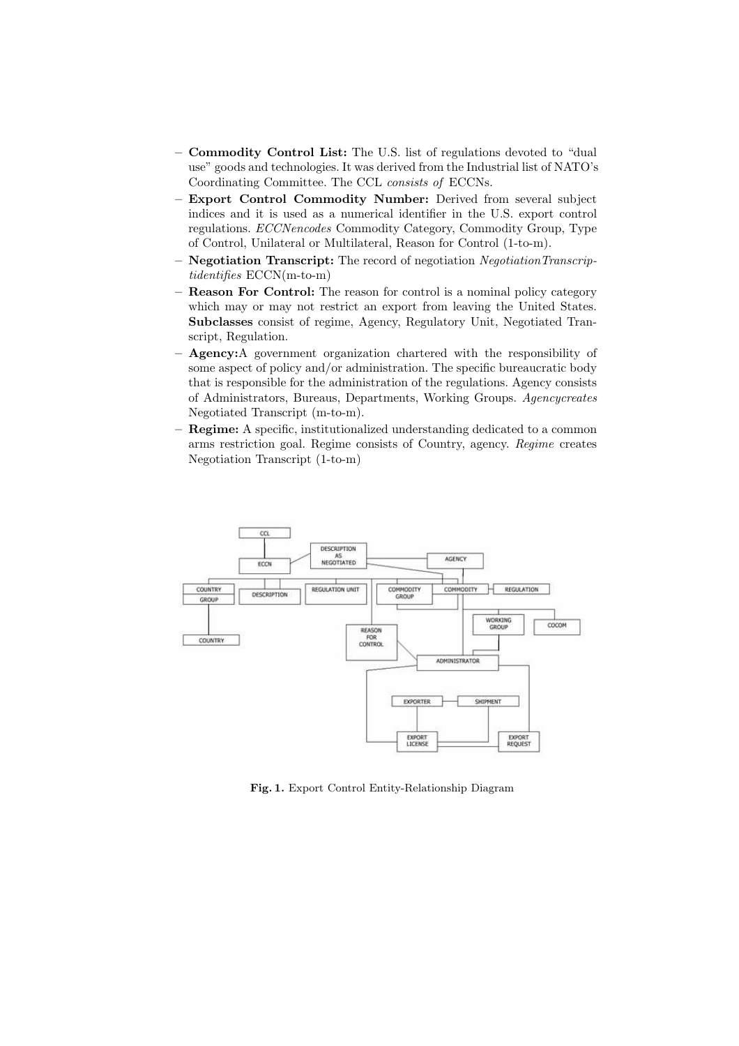- **Commodity Control List:** The U.S. list of regulations devoted to "dual use" goods and technologies. It was derived from the Industrial list of NATO's Coordinating Committee. The CCL *consists of* ECCNs.
- **Export Control Commodity Number:** Derived from several subject indices and it is used as a numerical identifier in the U.S. export control regulations. *ECCNencodes* Commodity Category, Commodity Group, Type of Control, Unilateral or Multilateral, Reason for Control (1-to-m).
- **Negotiation Transcript:** The record of negotiation *NegotiationTranscriptidentifies* ECCN(m-to-m)
- **Reason For Control:** The reason for control is a nominal policy category which may or may not restrict an export from leaving the United States. **Subclasses** consist of regime, Agency, Regulatory Unit, Negotiated Transcript, Regulation.
- **Agency:**A government organization chartered with the responsibility of some aspect of policy and/or administration. The specific bureaucratic body that is responsible for the administration of the regulations. Agency consists of Administrators, Bureaus, Departments, Working Groups. *Agencycreates* Negotiated Transcript (m-to-m).
- **Regime:** A specific, institutionalized understanding dedicated to a common arms restriction goal. Regime consists of Country, agency. *Regime* creates Negotiation Transcript (1-to-m)

**Fig. 1.** Export Control Entity-Relationship Diagram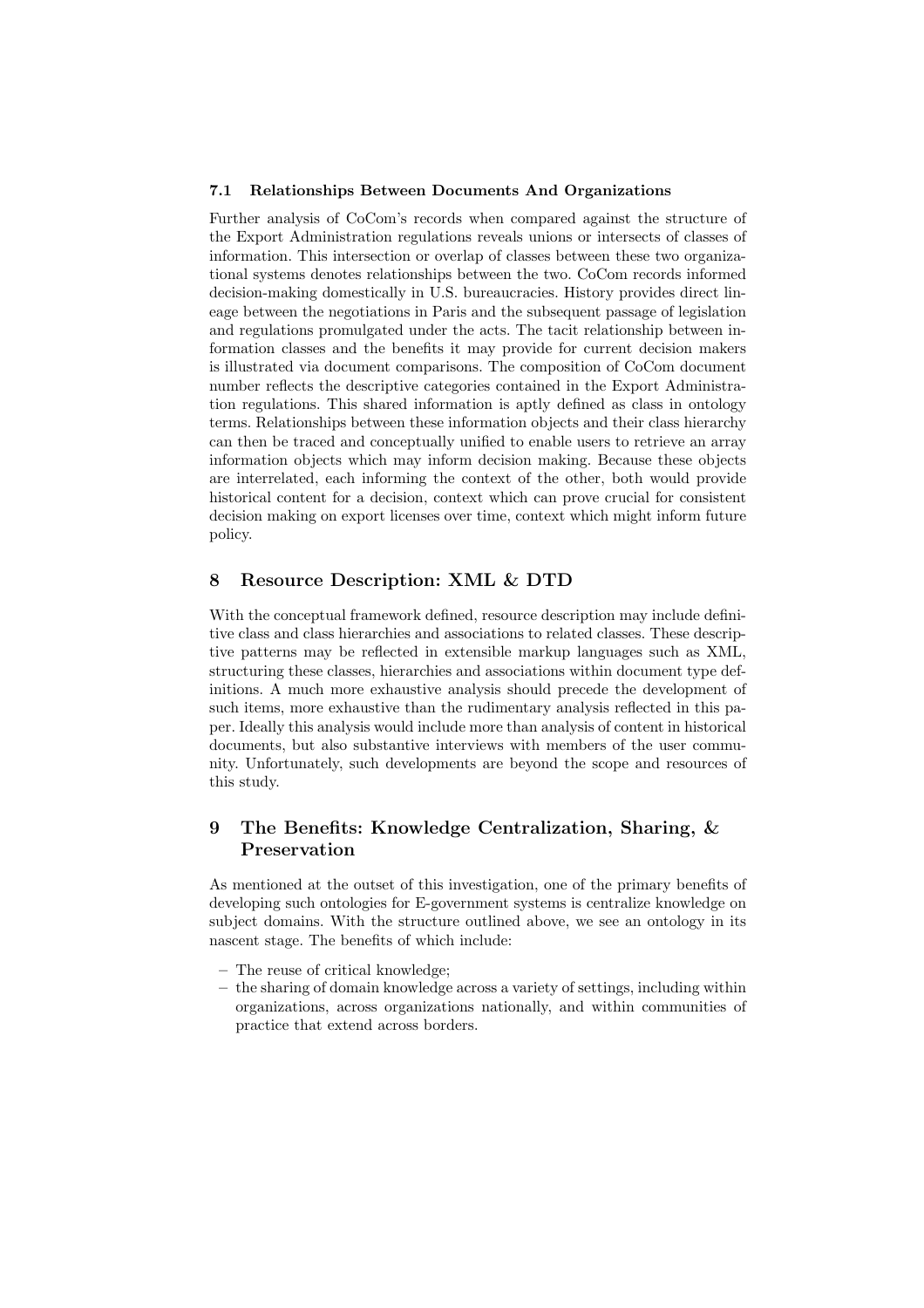### 7.1 Relationships Between Documents And Organizations

Further analysis of CoCom's records when compared against the structure of the Export Administration regulations reveals unions or intersects of classes of information. This intersection or overlap of classes between these two organizational systems denotes relationships between the two. CoCom records informed decision-making domestically in U.S. bureaucracies. History provides direct lineage between the negotiations in Paris and the subsequent passage of legislation and regulations promulgated under the acts. The tacit relationship between information classes and the benefits it may provide for current decision makers is illustrated via document comparisons. The composition of CoCom document number reflects the descriptive categories contained in the Export Administration regulations. This shared information is aptly defined as class in ontology terms. Relationships between these information objects and their class hierarchy can then be traced and conceptually unified to enable users to retrieve an array information objects which may inform decision making. Because these objects are interrelated, each informing the context of the other, both would provide historical content for a decision, context which can prove crucial for consistent decision making on export licenses over time, context which might inform future policy.

## 8 Resource Description: XML & DTD

With the conceptual framework defined, resource description may include definitive class and class hierarchies and associations to related classes. These descriptive patterns may be reflected in extensible markup languages such as XML, structuring these classes, hierarchies and associations within document type definitions. A much more exhaustive analysis should precede the development of such items, more exhaustive than the rudimentary analysis reflected in this paper. Ideally this analysis would include more than analysis of content in historical documents, but also substantive interviews with members of the user community. Unfortunately, such developments are beyond the scope and resources of this study.

## 9 The Benefits: Knowledge Centralization, Sharing, & Preservation

As mentioned at the outset of this investigation, one of the primary benefits of developing such ontologies for E-government systems is centralize knowledge on subject domains. With the structure outlined above, we see an ontology in its nascent stage. The benefits of which include:

- The reuse of critical knowledge;
- the sharing of domain knowledge across a variety of settings, including within organizations, across organizations nationally, and within communities of practice that extend across borders.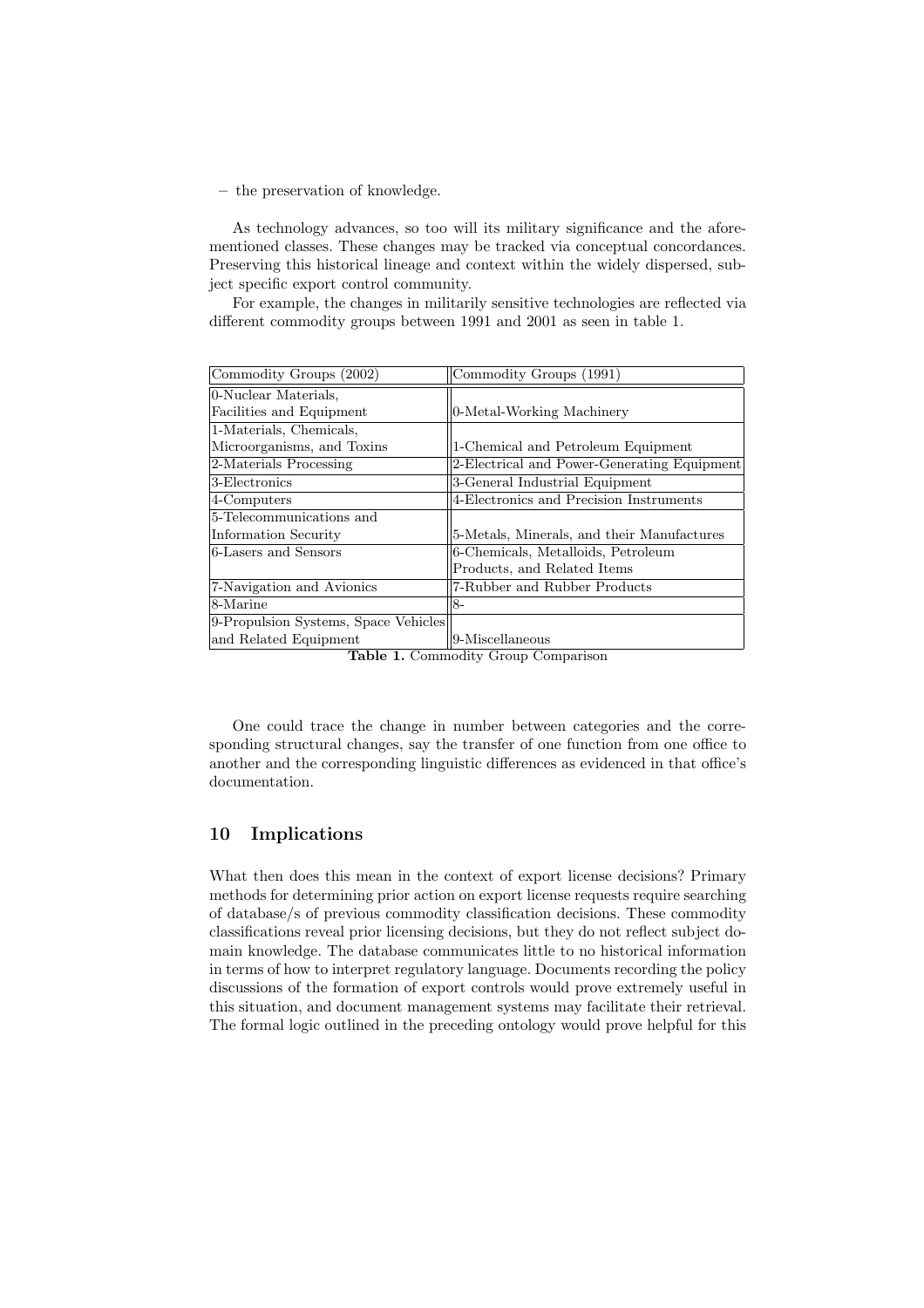– the preservation of knowledge.

As technology advances, so too will its military significance and the aforementioned classes. These changes may be tracked via conceptual concordances. Preserving this historical lineage and context within the widely dispersed, subject specific export control community.

For example, the changes in militarily sensitive technologies are reflected via different commodity groups between 1991 and 2001 as seen in table 1.

| Commodity Groups (2002) | Commodity Groups (1991) |
|---|---|
| 0-Nuclear Materials, Facilities and Equipment | 0-Metal-Working Machinery |
| 1-Materials, Chemicals, Microorganisms, and Toxins | 1-Chemical and Petroleum Equipment |
| 2-Materials Processing | 2-Electrical and Power-Generating Equipment |
| 3-Electronics | 3-General Industrial Equipment |
| 4-Computers | 4-Electronics and Precision Instruments |
| 5-Telecommunications and Information Security | 5-Metals, Minerals, and their Manufactures |
| 6-Lasers and Sensors | 6-Chemicals, Metalloids, Petroleum Products, and Related Items |
| 7-Navigation and Avionics | 7-Rubber and Rubber Products |
| 8-Marine | 8- |
| 9-Propulsion Systems, Space Vehicles and Related Equipment | 9-Miscellaneous |

**Table 1.** Commodity Group Comparison

One could trace the change in number between categories and the corresponding structural changes, say the transfer of one function from one office to another and the corresponding linguistic differences as evidenced in that office's documentation.

## 10 Implications

What then does this mean in the context of export license decisions? Primary methods for determining prior action on export license requests require searching of database/s of previous commodity classification decisions. These commodity classifications reveal prior licensing decisions, but they do not reflect subject domain knowledge. The database communicates little to no historical information in terms of how to interpret regulatory language. Documents recording the policy discussions of the formation of export controls would prove extremely useful in this situation, and document management systems may facilitate their retrieval. The formal logic outlined in the preceding ontology would prove helpful for this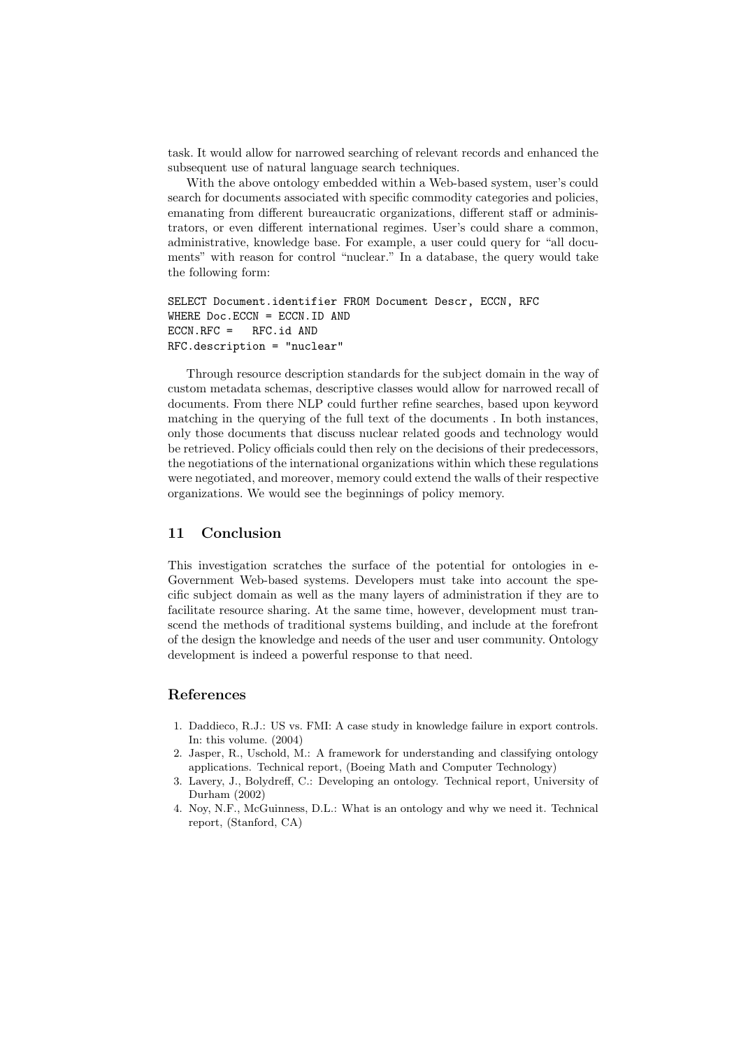task. It would allow for narrowed searching of relevant records and enhanced the subsequent use of natural language search techniques.

With the above ontology embedded within a Web-based system, user's could search for documents associated with specific commodity categories and policies, emanating from different bureaucratic organizations, different staff or administrators, or even different international regimes. User's could share a common, administrative, knowledge base. For example, a user could query for "all documents" with reason for control "nuclear." In a database, the query would take the following form:

```
SELECT Document.identifier FROM Document Descr, ECCN, RFC
WHERE Doc.ECCN = ECCN.ID AND
ECCN.RFC =   RFC.id AND
RFC.description = "nuclear"
```

Through resource description standards for the subject domain in the way of custom metadata schemas, descriptive classes would allow for narrowed recall of documents. From there NLP could further refine searches, based upon keyword matching in the querying of the full text of the documents . In both instances, only those documents that discuss nuclear related goods and technology would be retrieved. Policy officials could then rely on the decisions of their predecessors, the negotiations of the international organizations within which these regulations were negotiated, and moreover, memory could extend the walls of their respective organizations. We would see the beginnings of policy memory.

## 11 Conclusion

This investigation scratches the surface of the potential for ontologies in e-Government Web-based systems. Developers must take into account the specific subject domain as well as the many layers of administration if they are to facilitate resource sharing. At the same time, however, development must transcend the methods of traditional systems building, and include at the forefront of the design the knowledge and needs of the user and user community. Ontology development is indeed a powerful response to that need.

## References

1. Daddieco, R.J.: US vs. FMI: A case study in knowledge failure in export controls. In: this volume. (2004)
2. Jasper, R., Uschold, M.: A framework for understanding and classifying ontology applications. Technical report, (Boeing Math and Computer Technology)
3. Lavery, J., Bolydreff, C.: Developing an ontology. Technical report, University of Durham (2002)
4. Noy, N.F., McGuinness, D.L.: What is an ontology and why we need it. Technical report, (Stanford, CA)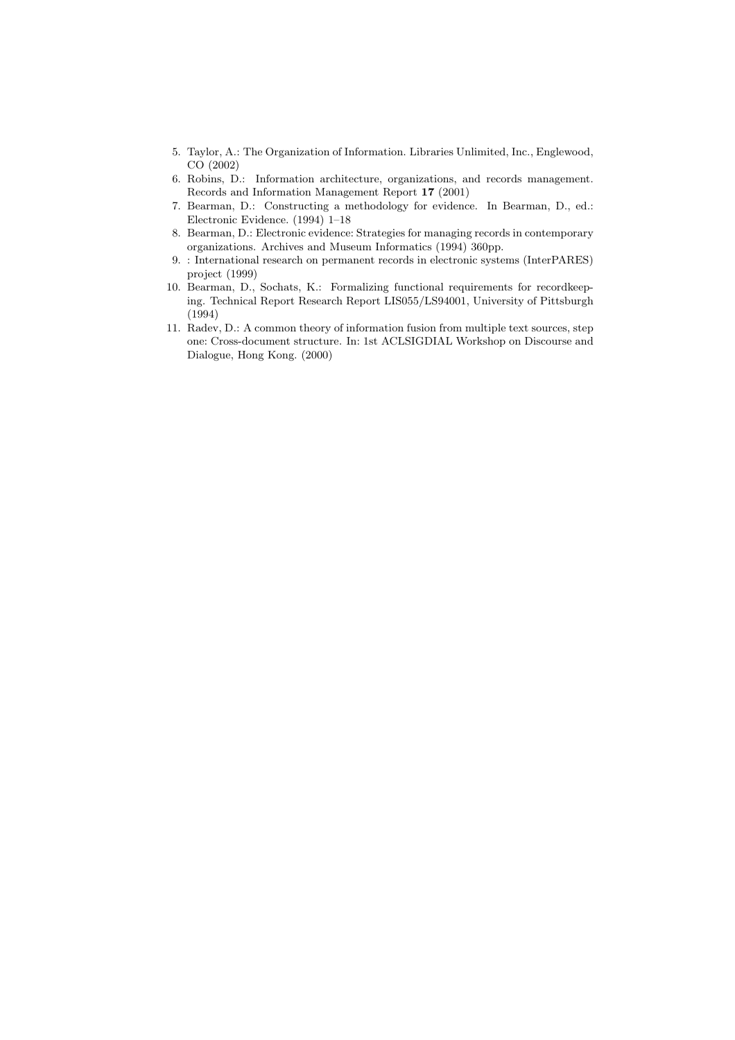5. Taylor, A.: The Organization of Information. Libraries Unlimited, Inc., Englewood, CO (2002)
6. Robins, D.: Information architecture, organizations, and records management. Records and Information Management Report **17** (2001)
7. Bearman, D.: Constructing a methodology for evidence. In Bearman, D., ed.: Electronic Evidence. (1994) 1–18
8. Bearman, D.: Electronic evidence: Strategies for managing records in contemporary organizations. Archives and Museum Informatics (1994) 360pp.
9. : International research on permanent records in electronic systems (InterPARES) project (1999)
10. Bearman, D., Sochats, K.: Formalizing functional requirements for recordkeeping. Technical Report Research Report LIS055/LS94001, University of Pittsburgh (1994)
11. Radev, D.: A common theory of information fusion from multiple text sources, step one: Cross-document structure. In: 1st ACLSIGDIAL Workshop on Discourse and Dialogue, Hong Kong. (2000)